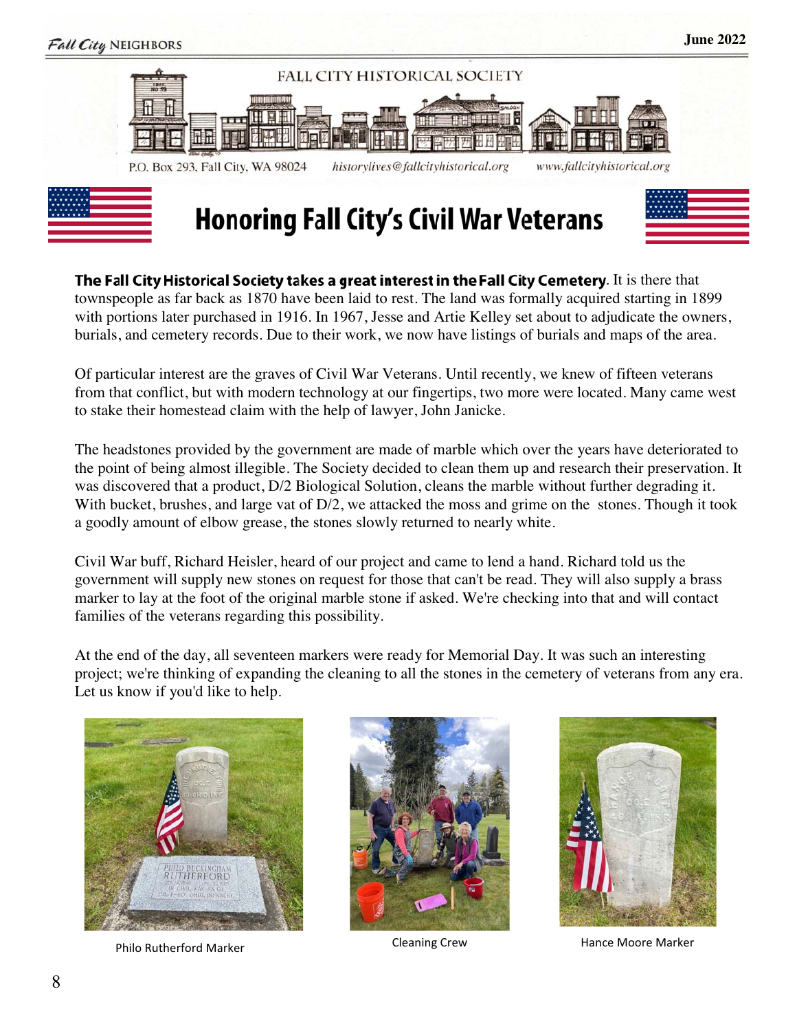FALL CITY HISTORICAL SOCIETY

P.O. Box 293, Fall City, WA 98024 *historylives@fallcityhistorical.org* *www.fallcityhistorical.org*

# Honoring Fall City's Civil War Veterans

**The Fall City Historical Society takes a great interest in the Fall City Cemetery**. It is there that townspeople as far back as 1870 have been laid to rest. The land was formally acquired starting in 1899 with portions later purchased in 1916. In 1967, Jesse and Artie Kelley set about to adjudicate the owners, burials, and cemetery records. Due to their work, we now have listings of burials and maps of the area.

Of particular interest are the graves of Civil War Veterans. Until recently, we knew of fifteen veterans from that conflict, but with modern technology at our fingertips, two more were located. Many came west to stake their homestead claim with the help of lawyer, John Janicke.

The headstones provided by the government are made of marble which over the years have deteriorated to the point of being almost illegible. The Society decided to clean them up and research their preservation. It was discovered that a product, D/2 Biological Solution, cleans the marble without further degrading it. With bucket, brushes, and large vat of D/2, we attacked the moss and grime on the stones. Though it took a goodly amount of elbow grease, the stones slowly returned to nearly white.

Civil War buff, Richard Heisler, heard of our project and came to lend a hand. Richard told us the government will supply new stones on request for those that can't be read. They will also supply a brass marker to lay at the foot of the original marble stone if asked. We're checking into that and will contact families of the veterans regarding this possibility.

At the end of the day, all seventeen markers were ready for Memorial Day. It was such an interesting project; we're thinking of expanding the cleaning to all the stones in the cemetery of veterans from any era. Let us know if you'd like to help.

Philo Rutherford Marker

Cleaning Crew

Hance Moore Marker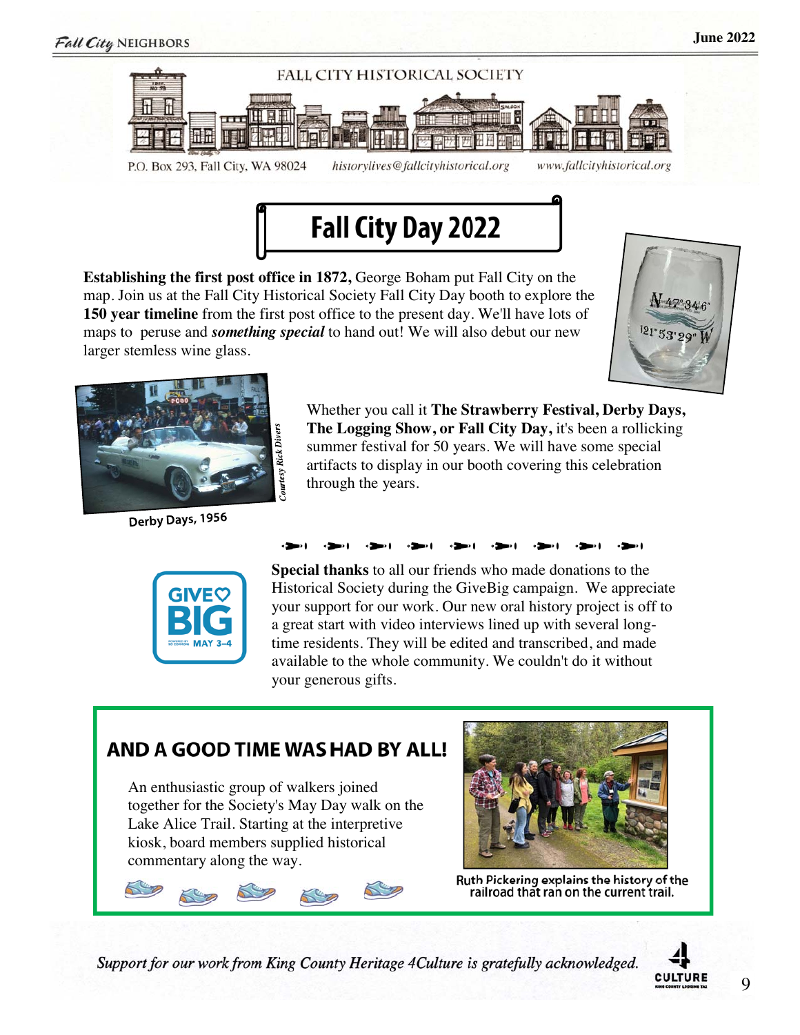FALL CITY HISTORICAL SOCIETY

P.O. Box 293, Fall City, WA 98024 historylives@fallcityhistorical.org www.fallcityhistorical.org

# Fall City Day 2022

**Establishing the first post office in 1872,** George Boham put Fall City on the map. Join us at the Fall City Historical Society Fall City Day booth to explore the **150 year timeline** from the first post office to the present day. We'll have lots of maps to peruse and ***something special*** to hand out! We will also debut our new larger stemless wine glass.

N 47°34'6"
121°53'29" W

*Courtesy Rick Divers*

Derby Days, 1956

Whether you call it **The Strawberry Festival, Derby Days, The Logging Show, or Fall City Day,** it's been a rollicking summer festival for 50 years. We will have some special artifacts to display in our booth covering this celebration through the years.

GIVE BIG MAY 3–4

**Special thanks** to all our friends who made donations to the Historical Society during the GiveBig campaign. We appreciate your support for our work. Our new oral history project is off to a great start with video interviews lined up with several long-time residents. They will be edited and transcribed, and made available to the whole community. We couldn't do it without your generous gifts.

## AND A GOOD TIME WAS HAD BY ALL!

An enthusiastic group of walkers joined together for the Society's May Day walk on the Lake Alice Trail. Starting at the interpretive kiosk, board members supplied historical commentary along the way.

Ruth Pickering explains the history of the railroad that ran on the current trail.

*Support for our work from King County Heritage 4Culture is gratefully acknowledged.*